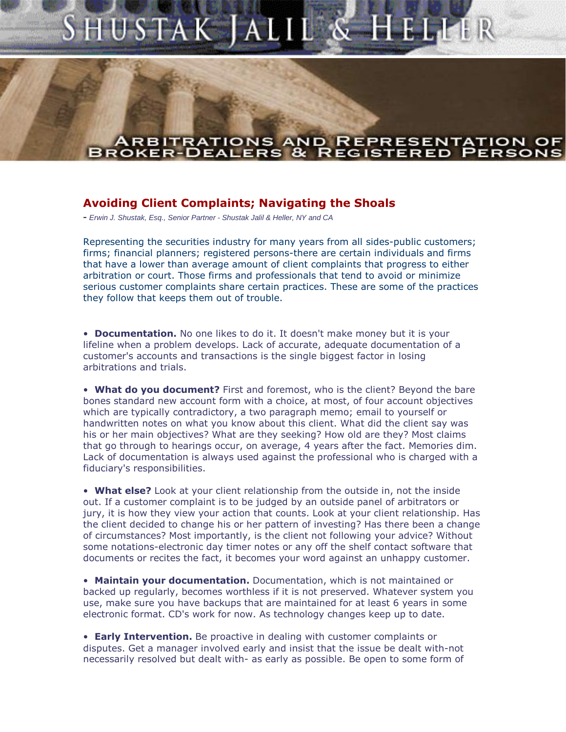SHUSTAK JALIL & HELLER

ARBITRATIONS AND REPRESENTATION OF BROKER-DEALERS & REGISTERED PERSONS

## Avoiding Client Complaints; Navigating the Shoals

- *Erwin J. Shustak, Esq., Senior Partner - Shustak Jalil & Heller, NY and CA*

Representing the securities industry for many years from all sides-public customers; firms; financial planners; registered persons-there are certain individuals and firms that have a lower than average amount of client complaints that progress to either arbitration or court. Those firms and professionals that tend to avoid or minimize serious customer complaints share certain practices. These are some of the practices they follow that keeps them out of trouble.

- **Documentation.** No one likes to do it. It doesn't make money but it is your lifeline when a problem develops. Lack of accurate, adequate documentation of a customer's accounts and transactions is the single biggest factor in losing arbitrations and trials.

- **What do you document?** First and foremost, who is the client? Beyond the bare bones standard new account form with a choice, at most, of four account objectives which are typically contradictory, a two paragraph memo; email to yourself or handwritten notes on what you know about this client. What did the client say was his or her main objectives? What are they seeking? How old are they? Most claims that go through to hearings occur, on average, 4 years after the fact. Memories dim. Lack of documentation is always used against the professional who is charged with a fiduciary's responsibilities.

- **What else?** Look at your client relationship from the outside in, not the inside out. If a customer complaint is to be judged by an outside panel of arbitrators or jury, it is how they view your action that counts. Look at your client relationship. Has the client decided to change his or her pattern of investing? Has there been a change of circumstances? Most importantly, is the client not following your advice? Without some notations-electronic day timer notes or any off the shelf contact software that documents or recites the fact, it becomes your word against an unhappy customer.

- **Maintain your documentation.** Documentation, which is not maintained or backed up regularly, becomes worthless if it is not preserved. Whatever system you use, make sure you have backups that are maintained for at least 6 years in some electronic format. CD's work for now. As technology changes keep up to date.

- **Early Intervention.** Be proactive in dealing with customer complaints or disputes. Get a manager involved early and insist that the issue be dealt with-not necessarily resolved but dealt with- as early as possible. Be open to some form of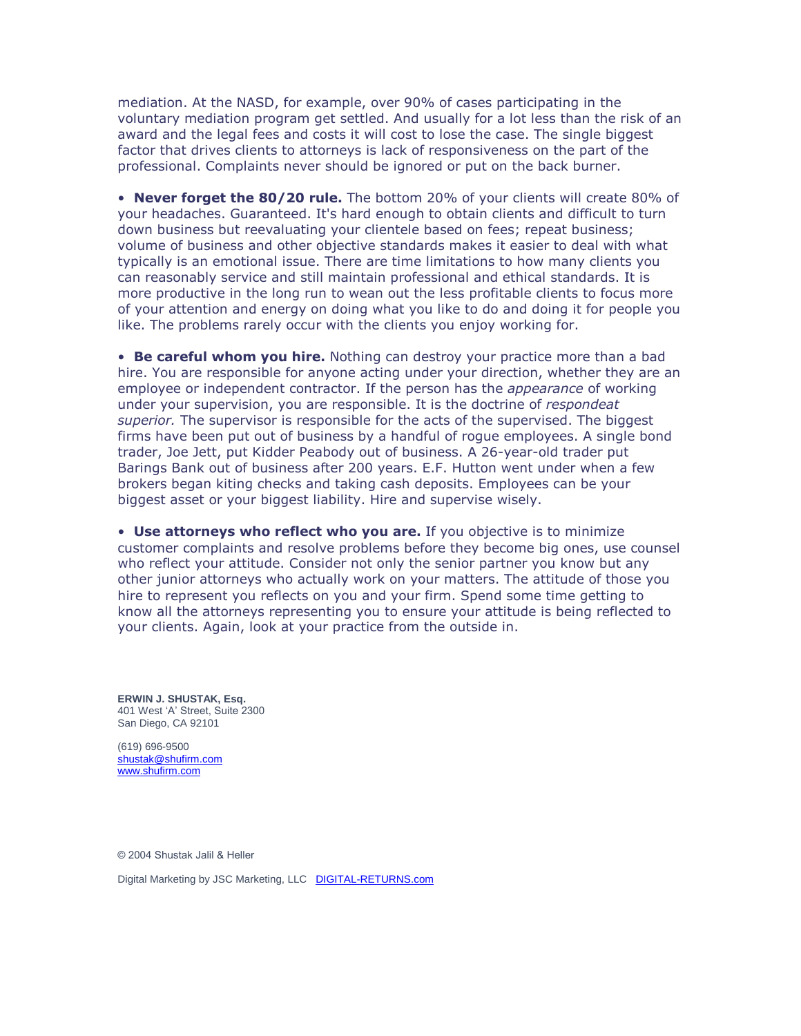mediation. At the NASD, for example, over 90% of cases participating in the voluntary mediation program get settled. And usually for a lot less than the risk of an award and the legal fees and costs it will cost to lose the case. The single biggest factor that drives clients to attorneys is lack of responsiveness on the part of the professional. Complaints never should be ignored or put on the back burner.

- **Never forget the 80/20 rule.** The bottom 20% of your clients will create 80% of your headaches. Guaranteed. It's hard enough to obtain clients and difficult to turn down business but reevaluating your clientele based on fees; repeat business; volume of business and other objective standards makes it easier to deal with what typically is an emotional issue. There are time limitations to how many clients you can reasonably service and still maintain professional and ethical standards. It is more productive in the long run to wean out the less profitable clients to focus more of your attention and energy on doing what you like to do and doing it for people you like. The problems rarely occur with the clients you enjoy working for.

- **Be careful whom you hire.** Nothing can destroy your practice more than a bad hire. You are responsible for anyone acting under your direction, whether they are an employee or independent contractor. If the person has the *appearance* of working under your supervision, you are responsible. It is the doctrine of *respondeat superior.* The supervisor is responsible for the acts of the supervised. The biggest firms have been put out of business by a handful of rogue employees. A single bond trader, Joe Jett, put Kidder Peabody out of business. A 26-year-old trader put Barings Bank out of business after 200 years. E.F. Hutton went under when a few brokers began kiting checks and taking cash deposits. Employees can be your biggest asset or your biggest liability. Hire and supervise wisely.

- **Use attorneys who reflect who you are.** If you objective is to minimize customer complaints and resolve problems before they become big ones, use counsel who reflect your attitude. Consider not only the senior partner you know but any other junior attorneys who actually work on your matters. The attitude of those you hire to represent you reflects on you and your firm. Spend some time getting to know all the attorneys representing you to ensure your attitude is being reflected to your clients. Again, look at your practice from the outside in.

**ERWIN J. SHUSTAK, Esq.**
401 West 'A' Street, Suite 2300
San Diego, CA 92101

(619) 696-9500
shustak@shufirm.com
www.shufirm.com

© 2004 Shustak Jalil & Heller

Digital Marketing by JSC Marketing, LLC DIGITAL-RETURNS.com